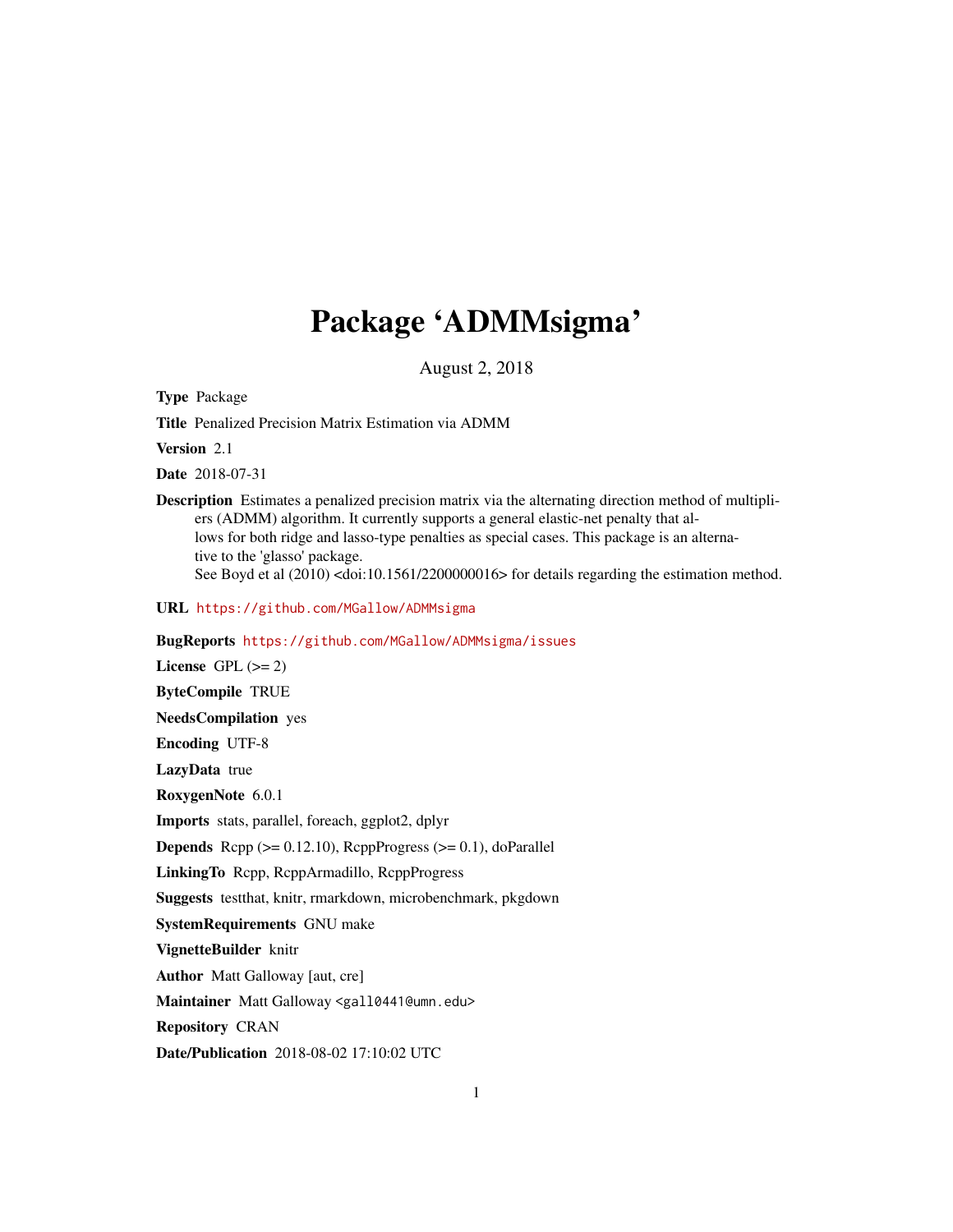# Package 'ADMMsigma'

August 2, 2018

**Type** Package

**Title** Penalized Precision Matrix Estimation via ADMM

**Version** 2.1

**Date** 2018-07-31

**Description** Estimates a penalized precision matrix via the alternating direction method of multipliers (ADMM) algorithm. It currently supports a general elastic-net penalty that allows for both ridge and lasso-type penalties as special cases. This package is an alternative to the 'glasso' package.
See Boyd et al (2010) <doi:10.1561/2200000016> for details regarding the estimation method.

**URL** https://github.com/MGallow/ADMMsigma

**BugReports** https://github.com/MGallow/ADMMsigma/issues

**License** GPL (>= 2)

**ByteCompile** TRUE

**NeedsCompilation** yes

**Encoding** UTF-8

**LazyData** true

**RoxygenNote** 6.0.1

**Imports** stats, parallel, foreach, ggplot2, dplyr

**Depends** Rcpp (>= 0.12.10), RcppProgress (>= 0.1), doParallel

**LinkingTo** Rcpp, RcppArmadillo, RcppProgress

**Suggests** testthat, knitr, rmarkdown, microbenchmark, pkgdown

**SystemRequirements** GNU make

**VignetteBuilder** knitr

**Author** Matt Galloway [aut, cre]

**Maintainer** Matt Galloway <gall0441@umn.edu>

**Repository** CRAN

**Date/Publication** 2018-08-02 17:10:02 UTC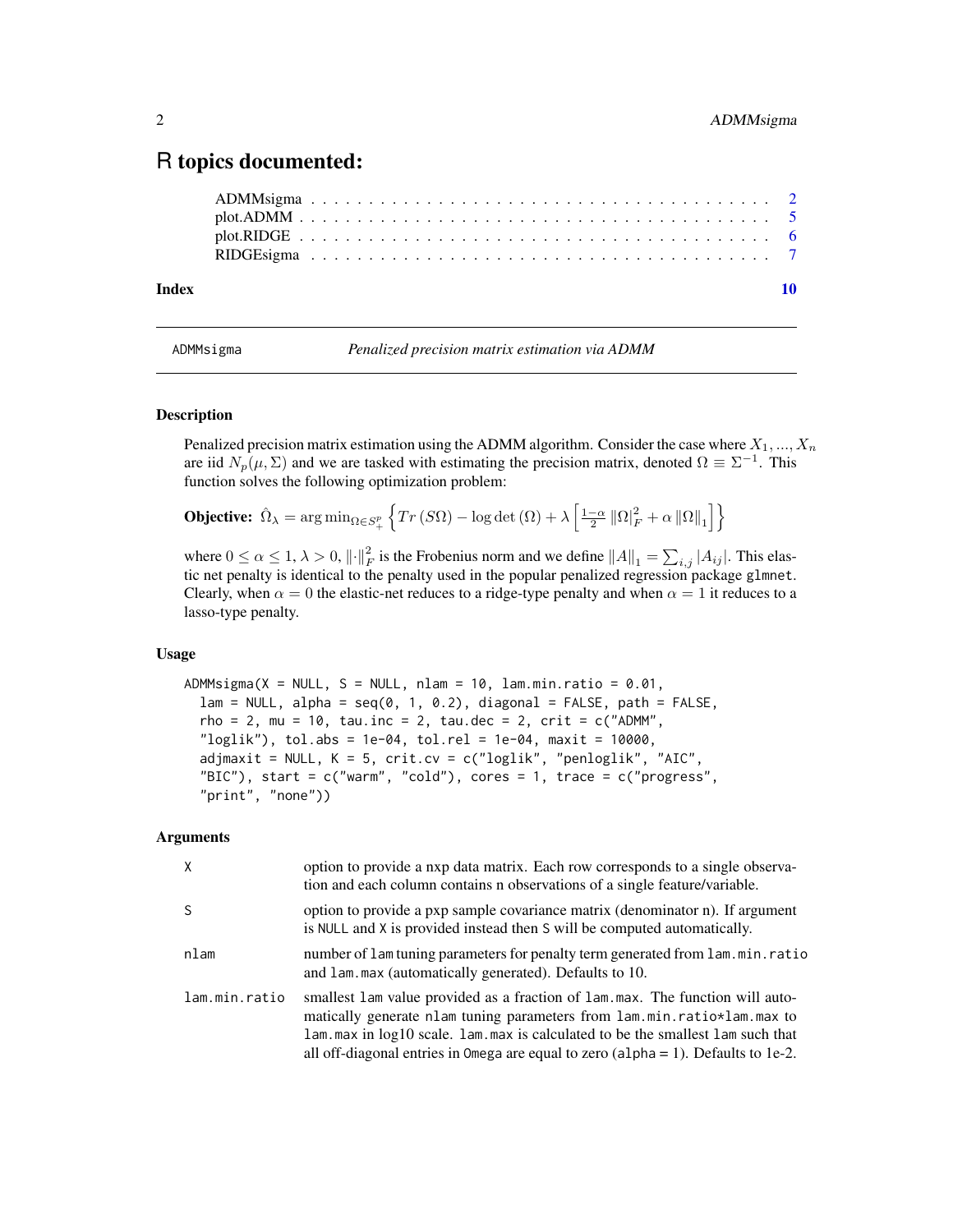# R topics documented:

| | |
|---|---|
| ADMMsigma | 2 |
| plot.ADMM | 5 |
| plot.RIDGE | 6 |
| RIDGEsigma | 7 |
| **Index** | **10** |

---

ADMMsigma — *Penalized precision matrix estimation via ADMM*

---

## Description

Penalized precision matrix estimation using the ADMM algorithm. Consider the case where $X_1, ..., X_n$ are iid $N_p(\mu, \Sigma)$ and we are tasked with estimating the precision matrix, denoted $\Omega \equiv \Sigma^{-1}$. This function solves the following optimization problem:

**Objective:** $\hat{\Omega}_\lambda = \arg\min_{\Omega \in S_+^p} \left\{ Tr\left(S\Omega\right) - \log\det\left(\Omega\right) + \lambda \left[ \frac{1-\alpha}{2} \left\|\Omega\right|_F^2 + \alpha \left\|\Omega\right\|_1 \right] \right\}$

where $0 \leq \alpha \leq 1$, $\lambda > 0$, $\left\|\cdot\right\|_F^2$ is the Frobenius norm and we define $\left\|A\right\|_1 = \sum_{i,j} \left|A_{ij}\right|$. This elastic net penalty is identical to the penalty used in the popular penalized regression package glmnet. Clearly, when $\alpha = 0$ the elastic-net reduces to a ridge-type penalty and when $\alpha = 1$ it reduces to a lasso-type penalty.

## Usage

```
ADMMsigma(X = NULL, S = NULL, nlam = 10, lam.min.ratio = 0.01,
  lam = NULL, alpha = seq(0, 1, 0.2), diagonal = FALSE, path = FALSE,
  rho = 2, mu = 10, tau.inc = 2, tau.dec = 2, crit = c("ADMM",
  "loglik"), tol.abs = 1e-04, tol.rel = 1e-04, maxit = 10000,
  adjmaxit = NULL, K = 5, crit.cv = c("loglik", "penloglik", "AIC",
  "BIC"), start = c("warm", "cold"), cores = 1, trace = c("progress",
  "print", "none"))
```

## Arguments

| | |
|---|---|
| X | option to provide a nxp data matrix. Each row corresponds to a single observation and each column contains n observations of a single feature/variable. |
| S | option to provide a pxp sample covariance matrix (denominator n). If argument is NULL and X is provided instead then S will be computed automatically. |
| nlam | number of lam tuning parameters for penalty term generated from lam.min.ratio and lam.max (automatically generated). Defaults to 10. |
| lam.min.ratio | smallest lam value provided as a fraction of lam.max. The function will automatically generate nlam tuning parameters from lam.min.ratio*lam.max to lam.max in log10 scale. lam.max is calculated to be the smallest lam such that all off-diagonal entries in Omega are equal to zero (alpha = 1). Defaults to 1e-2. |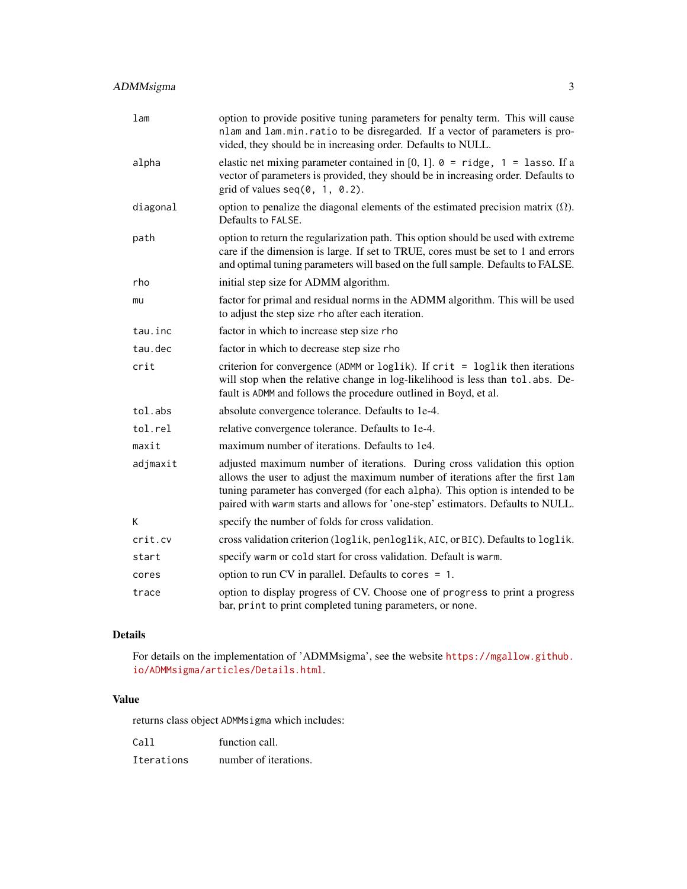| | |
|---|---|
| lam | option to provide positive tuning parameters for penalty term. This will cause `nlam` and `lam.min.ratio` to be disregarded. If a vector of parameters is provided, they should be in increasing order. Defaults to NULL. |
| alpha | elastic net mixing parameter contained in [0, 1]. `0 = ridge, 1 = lasso`. If a vector of parameters is provided, they should be in increasing order. Defaults to grid of values `seq(0, 1, 0.2)`. |
| diagonal | option to penalize the diagonal elements of the estimated precision matrix ($\Omega$). Defaults to `FALSE`. |
| path | option to return the regularization path. This option should be used with extreme care if the dimension is large. If set to TRUE, cores must be set to 1 and errors and optimal tuning parameters will based on the full sample. Defaults to FALSE. |
| rho | initial step size for ADMM algorithm. |
| mu | factor for primal and residual norms in the ADMM algorithm. This will be used to adjust the step size `rho` after each iteration. |
| tau.inc | factor in which to increase step size `rho` |
| tau.dec | factor in which to decrease step size `rho` |
| crit | criterion for convergence (`ADMM` or `loglik`). If `crit = loglik` then iterations will stop when the relative change in log-likelihood is less than `tol.abs`. Default is `ADMM` and follows the procedure outlined in Boyd, et al. |
| tol.abs | absolute convergence tolerance. Defaults to 1e-4. |
| tol.rel | relative convergence tolerance. Defaults to 1e-4. |
| maxit | maximum number of iterations. Defaults to 1e4. |
| adjmaxit | adjusted maximum number of iterations. During cross validation this option allows the user to adjust the maximum number of iterations after the first `lam` tuning parameter has converged (for each `alpha`). This option is intended to be paired with `warm` starts and allows for 'one-step' estimators. Defaults to NULL. |
| K | specify the number of folds for cross validation. |
| crit.cv | cross validation criterion (`loglik`, `penloglik`, `AIC`, or `BIC`). Defaults to `loglik`. |
| start | specify `warm` or `cold` start for cross validation. Default is `warm`. |
| cores | option to run CV in parallel. Defaults to `cores = 1`. |
| trace | option to display progress of CV. Choose one of `progress` to print a progress bar, `print` to print completed tuning parameters, or `none`. |

## Details

For details on the implementation of 'ADMMsigma', see the website https://mgallow.github.io/ADMMsigma/articles/Details.html.

## Value

returns class object `ADMMsigma` which includes:

| | |
|---|---|
| Call | function call. |
| Iterations | number of iterations. |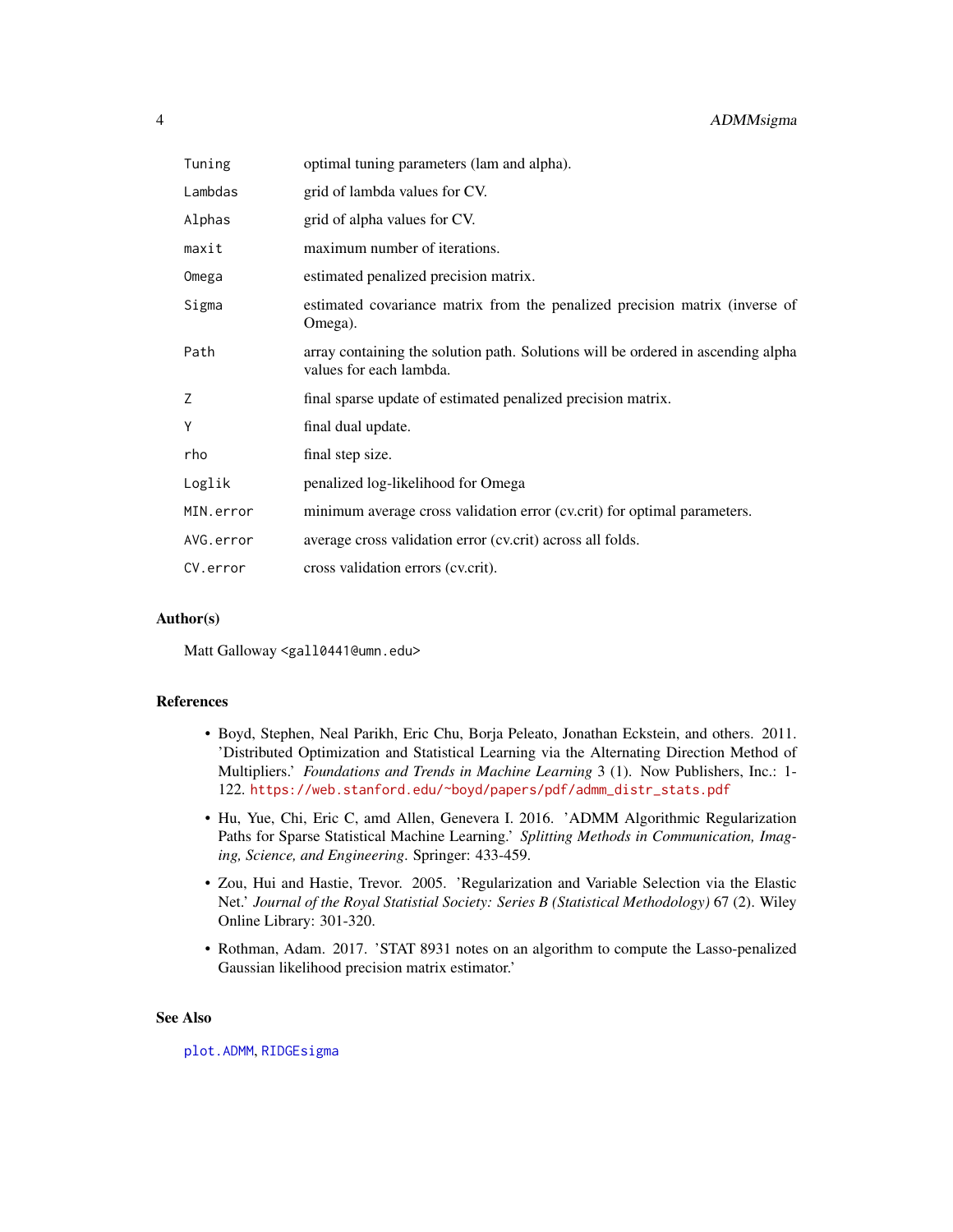| | |
|---|---|
| Tuning | optimal tuning parameters (lam and alpha). |
| Lambdas | grid of lambda values for CV. |
| Alphas | grid of alpha values for CV. |
| maxit | maximum number of iterations. |
| Omega | estimated penalized precision matrix. |
| Sigma | estimated covariance matrix from the penalized precision matrix (inverse of Omega). |
| Path | array containing the solution path. Solutions will be ordered in ascending alpha values for each lambda. |
| Z | final sparse update of estimated penalized precision matrix. |
| Y | final dual update. |
| rho | final step size. |
| Loglik | penalized log-likelihood for Omega |
| MIN.error | minimum average cross validation error (cv.crit) for optimal parameters. |
| AVG.error | average cross validation error (cv.crit) across all folds. |
| CV.error | cross validation errors (cv.crit). |

### Author(s)

Matt Galloway <gall0441@umn.edu>

### References

- Boyd, Stephen, Neal Parikh, Eric Chu, Borja Peleato, Jonathan Eckstein, and others. 2011. 'Distributed Optimization and Statistical Learning via the Alternating Direction Method of Multipliers.' *Foundations and Trends in Machine Learning* 3 (1). Now Publishers, Inc.: 1-122. https://web.stanford.edu/~boyd/papers/pdf/admm_distr_stats.pdf
- Hu, Yue, Chi, Eric C, amd Allen, Genevera I. 2016. 'ADMM Algorithmic Regularization Paths for Sparse Statistical Machine Learning.' *Splitting Methods in Communication, Imaging, Science, and Engineering*. Springer: 433-459.
- Zou, Hui and Hastie, Trevor. 2005. 'Regularization and Variable Selection via the Elastic Net.' *Journal of the Royal Statistial Society: Series B (Statistical Methodology)* 67 (2). Wiley Online Library: 301-320.
- Rothman, Adam. 2017. 'STAT 8931 notes on an algorithm to compute the Lasso-penalized Gaussian likelihood precision matrix estimator.'

### See Also

plot.ADMM, RIDGEsigma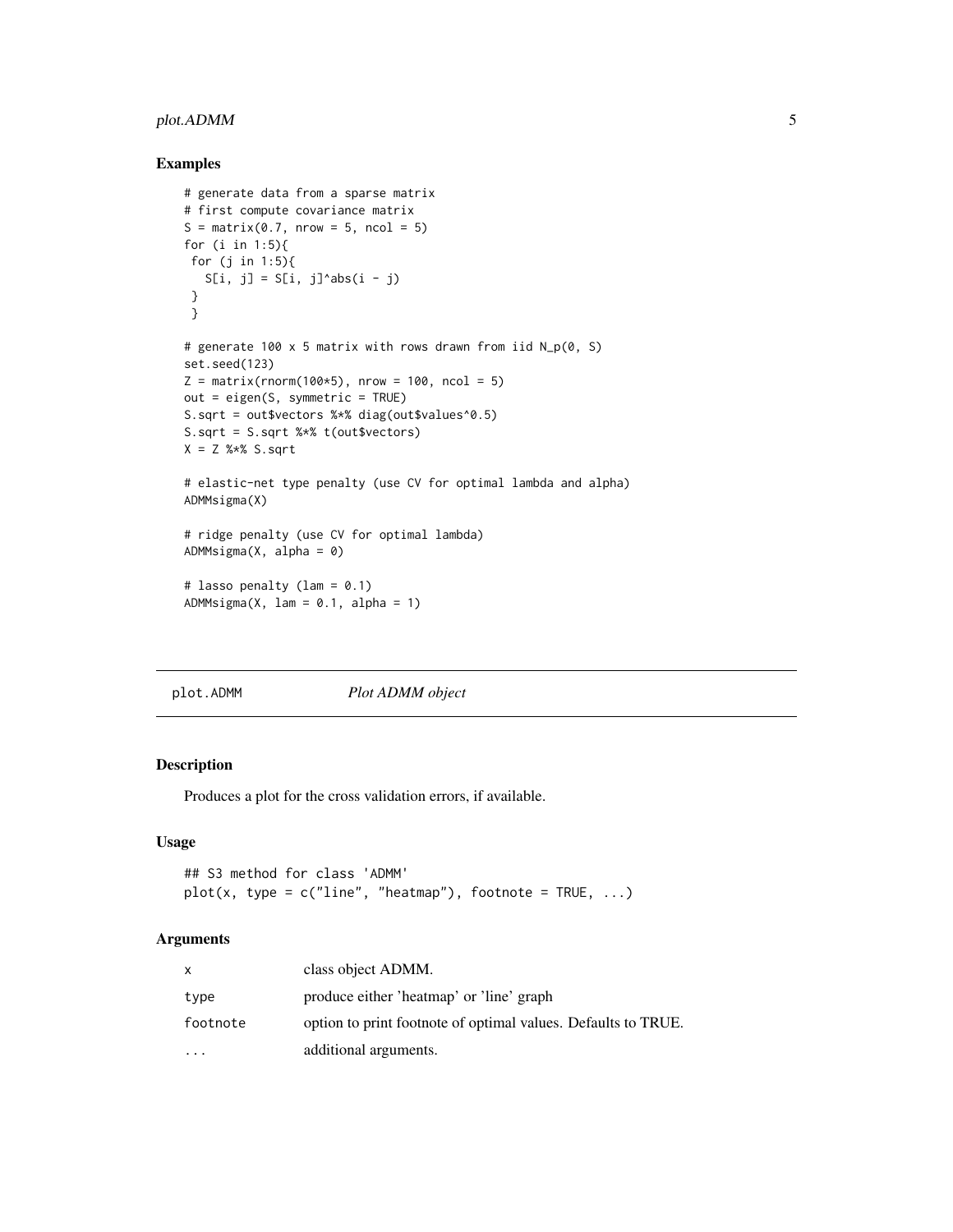### Examples

```
# generate data from a sparse matrix
# first compute covariance matrix
S = matrix(0.7, nrow = 5, ncol = 5)
for (i in 1:5){
 for (j in 1:5){
   S[i, j] = S[i, j]^abs(i - j)
 }
 }

# generate 100 x 5 matrix with rows drawn from iid N_p(0, S)
set.seed(123)
Z = matrix(rnorm(100*5), nrow = 100, ncol = 5)
out = eigen(S, symmetric = TRUE)
S.sqrt = out$vectors %*% diag(out$values^0.5)
S.sqrt = S.sqrt %*% t(out$vectors)
X = Z %*% S.sqrt

# elastic-net type penalty (use CV for optimal lambda and alpha)
ADMMsigma(X)

# ridge penalty (use CV for optimal lambda)
ADMMsigma(X, alpha = 0)

# lasso penalty (lam = 0.1)
ADMMsigma(X, lam = 0.1, alpha = 1)
```

---

## plot.ADMM *Plot ADMM object*

### Description

Produces a plot for the cross validation errors, if available.

### Usage

```
## S3 method for class 'ADMM'
plot(x, type = c("line", "heatmap"), footnote = TRUE, ...)
```

### Arguments

| | |
|---|---|
| x | class object ADMM. |
| type | produce either 'heatmap' or 'line' graph |
| footnote | option to print footnote of optimal values. Defaults to TRUE. |
| ... | additional arguments. |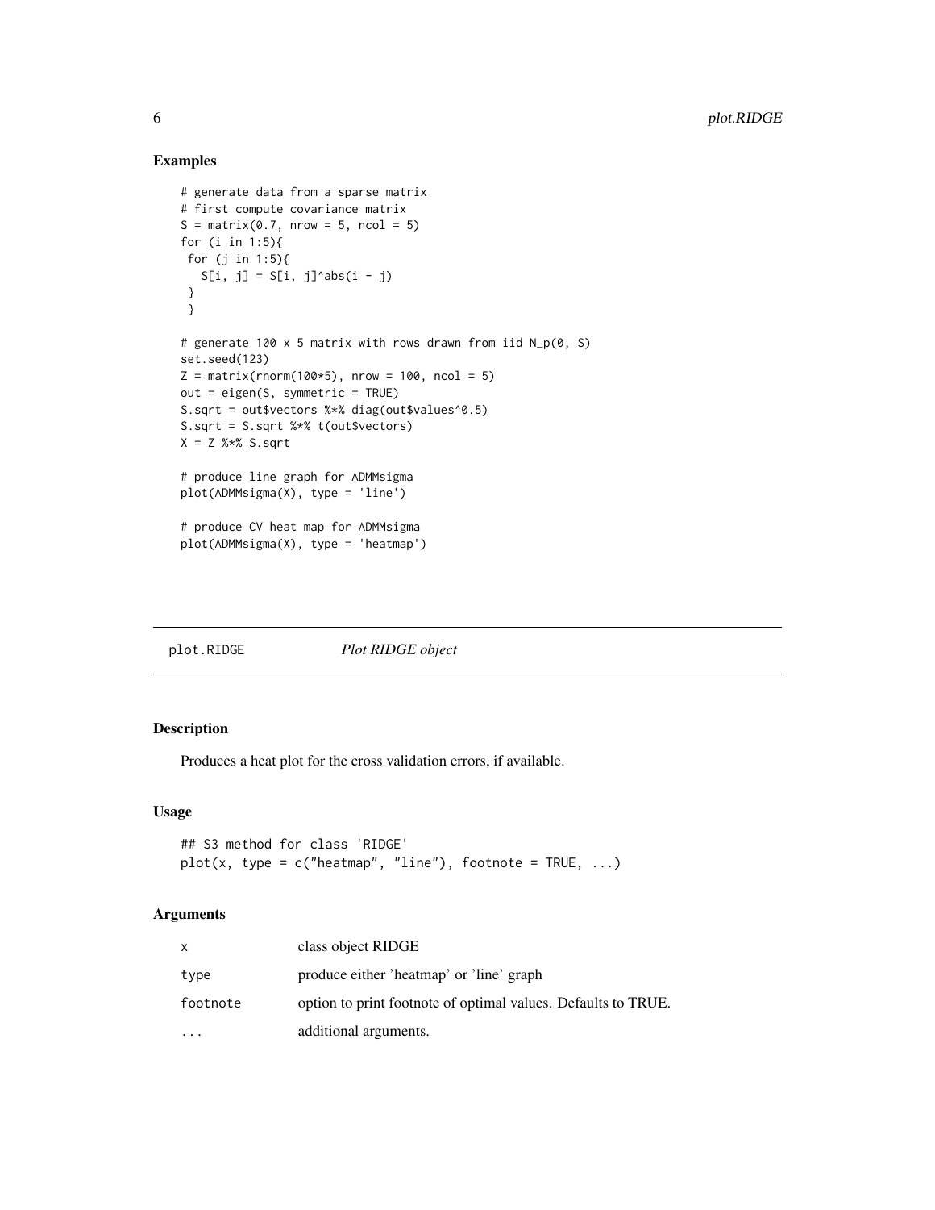### Examples

```
# generate data from a sparse matrix
# first compute covariance matrix
S = matrix(0.7, nrow = 5, ncol = 5)
for (i in 1:5){
 for (j in 1:5){
   S[i, j] = S[i, j]^abs(i - j)
 }
 }

# generate 100 x 5 matrix with rows drawn from iid N_p(0, S)
set.seed(123)
Z = matrix(rnorm(100*5), nrow = 100, ncol = 5)
out = eigen(S, symmetric = TRUE)
S.sqrt = out$vectors %*% diag(out$values^0.5)
S.sqrt = S.sqrt %*% t(out$vectors)
X = Z %*% S.sqrt

# produce line graph for ADMMsigma
plot(ADMMsigma(X), type = 'line')

# produce CV heat map for ADMMsigma
plot(ADMMsigma(X), type = 'heatmap')
```

## plot.RIDGE *Plot RIDGE object*

### Description

Produces a heat plot for the cross validation errors, if available.

### Usage

```
## S3 method for class 'RIDGE'
plot(x, type = c("heatmap", "line"), footnote = TRUE, ...)
```

### Arguments

| | |
|---|---|
| x | class object RIDGE |
| type | produce either 'heatmap' or 'line' graph |
| footnote | option to print footnote of optimal values. Defaults to TRUE. |
| ... | additional arguments. |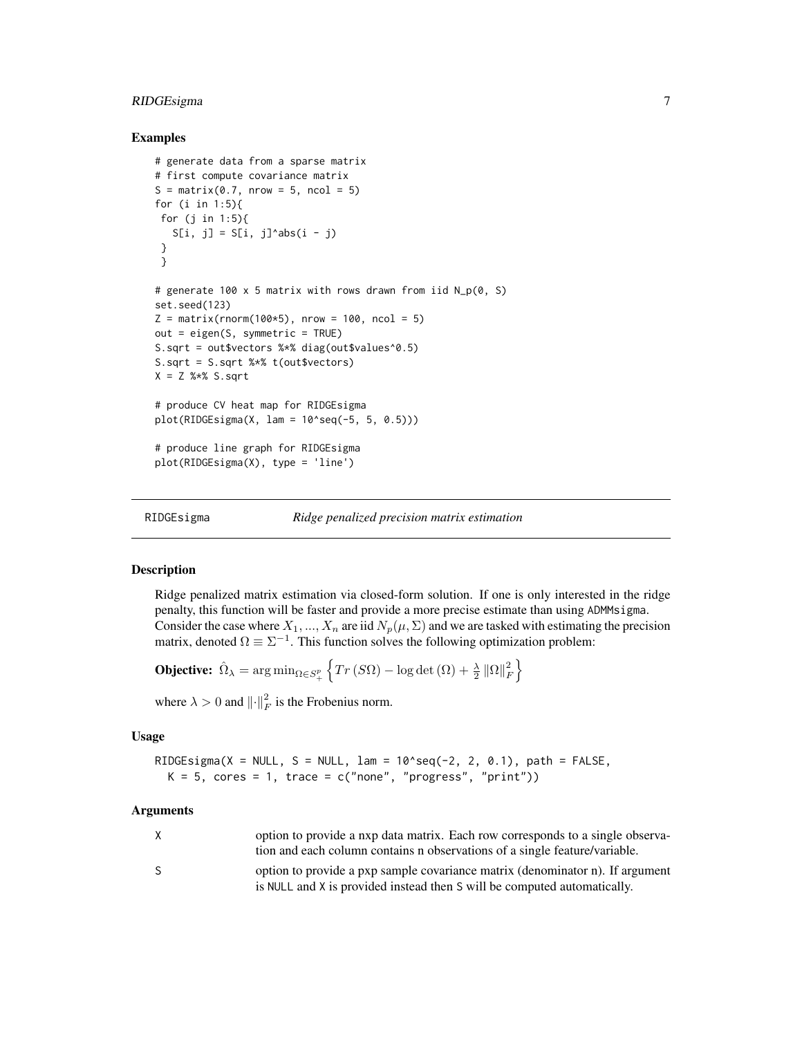### Examples

```
# generate data from a sparse matrix
# first compute covariance matrix
S = matrix(0.7, nrow = 5, ncol = 5)
for (i in 1:5){
 for (j in 1:5){
   S[i, j] = S[i, j]^abs(i - j)
 }
 }

# generate 100 x 5 matrix with rows drawn from iid N_p(0, S)
set.seed(123)
Z = matrix(rnorm(100*5), nrow = 100, ncol = 5)
out = eigen(S, symmetric = TRUE)
S.sqrt = out$vectors %*% diag(out$values^0.5)
S.sqrt = S.sqrt %*% t(out$vectors)
X = Z %*% S.sqrt

# produce CV heat map for RIDGEsigma
plot(RIDGEsigma(X, lam = 10^seq(-5, 5, 0.5)))

# produce line graph for RIDGEsigma
plot(RIDGEsigma(X), type = 'line')
```

---

## RIDGEsigma — *Ridge penalized precision matrix estimation*

### Description

Ridge penalized matrix estimation via closed-form solution. If one is only interested in the ridge penalty, this function will be faster and provide a more precise estimate than using ADMMsigma. Consider the case where $X_1, ..., X_n$ are iid $N_p(\mu, \Sigma)$ and we are tasked with estimating the precision matrix, denoted $\Omega \equiv \Sigma^{-1}$. This function solves the following optimization problem:

**Objective:** $\hat{\Omega}_\lambda = \arg\min_{\Omega \in S_+^p} \left\{ Tr\left(S\Omega\right) - \log\det\left(\Omega\right) + \frac{\lambda}{2}\left\|\Omega\right\|_F^2 \right\}$

where $\lambda > 0$ and $\left\|\cdot\right\|_F^2$ is the Frobenius norm.

### Usage

```
RIDGEsigma(X = NULL, S = NULL, lam = 10^seq(-2, 2, 0.1), path = FALSE,
  K = 5, cores = 1, trace = c("none", "progress", "print"))
```

### Arguments

| | |
|---|---|
| X | option to provide a nxp data matrix. Each row corresponds to a single observation and each column contains n observations of a single feature/variable. |
| S | option to provide a pxp sample covariance matrix (denominator n). If argument is NULL and X is provided instead then S will be computed automatically. |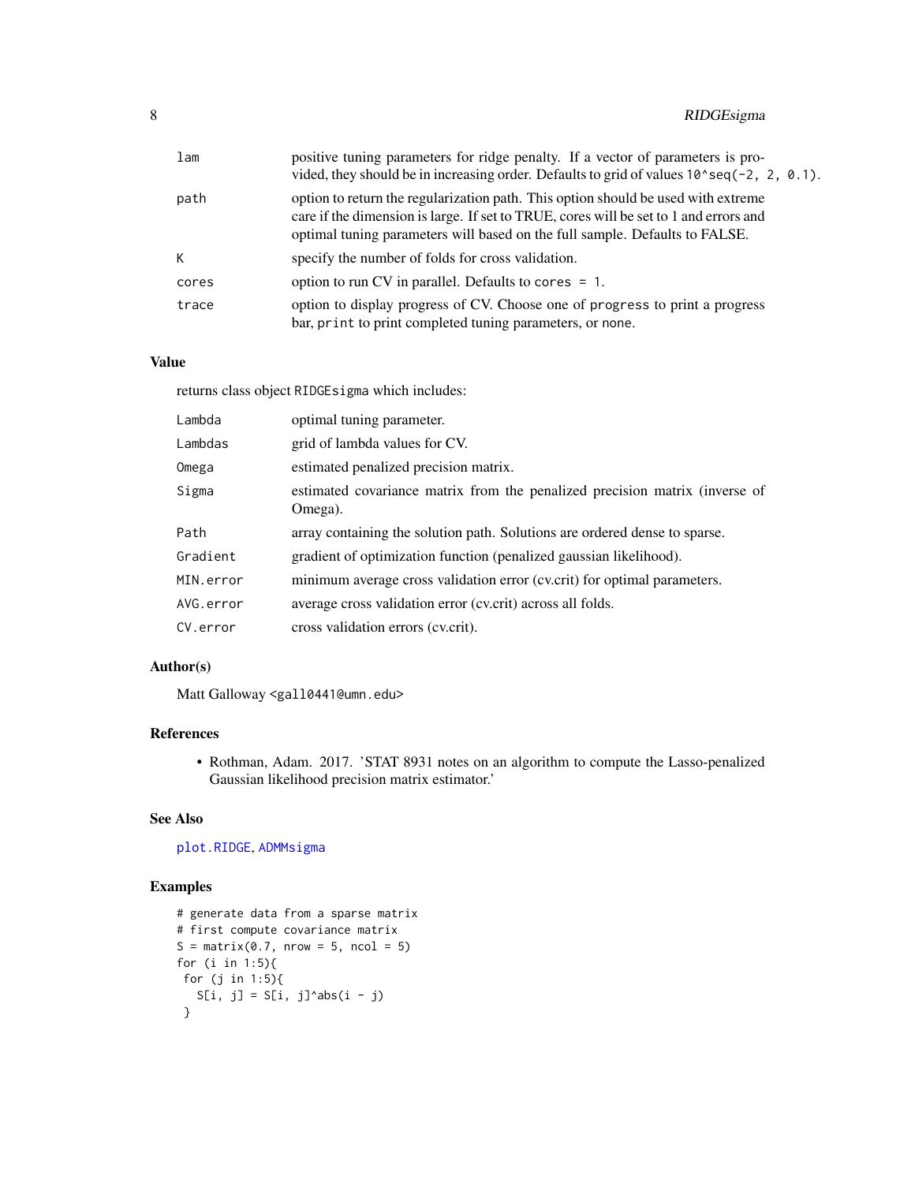| | |
|---|---|
| lam | positive tuning parameters for ridge penalty. If a vector of parameters is provided, they should be in increasing order. Defaults to grid of values `10^seq(-2, 2, 0.1)`. |
| path | option to return the regularization path. This option should be used with extreme care if the dimension is large. If set to TRUE, cores will be set to 1 and errors and optimal tuning parameters will based on the full sample. Defaults to FALSE. |
| K | specify the number of folds for cross validation. |
| cores | option to run CV in parallel. Defaults to `cores = 1`. |
| trace | option to display progress of CV. Choose one of `progress` to print a progress bar, `print` to print completed tuning parameters, or `none`. |

## Value

returns class object `RIDGEsigma` which includes:

| | |
|---|---|
| Lambda | optimal tuning parameter. |
| Lambdas | grid of lambda values for CV. |
| Omega | estimated penalized precision matrix. |
| Sigma | estimated covariance matrix from the penalized precision matrix (inverse of Omega). |
| Path | array containing the solution path. Solutions are ordered dense to sparse. |
| Gradient | gradient of optimization function (penalized gaussian likelihood). |
| MIN.error | minimum average cross validation error (cv.crit) for optimal parameters. |
| AVG.error | average cross validation error (cv.crit) across all folds. |
| CV.error | cross validation errors (cv.crit). |

## Author(s)

Matt Galloway <gall0441@umn.edu>

## References

- Rothman, Adam. 2017. 'STAT 8931 notes on an algorithm to compute the Lasso-penalized Gaussian likelihood precision matrix estimator.'

## See Also

plot.RIDGE, ADMMsigma

## Examples

```
# generate data from a sparse matrix
# first compute covariance matrix
S = matrix(0.7, nrow = 5, ncol = 5)
for (i in 1:5){
 for (j in 1:5){
   S[i, j] = S[i, j]^abs(i - j)
 }
```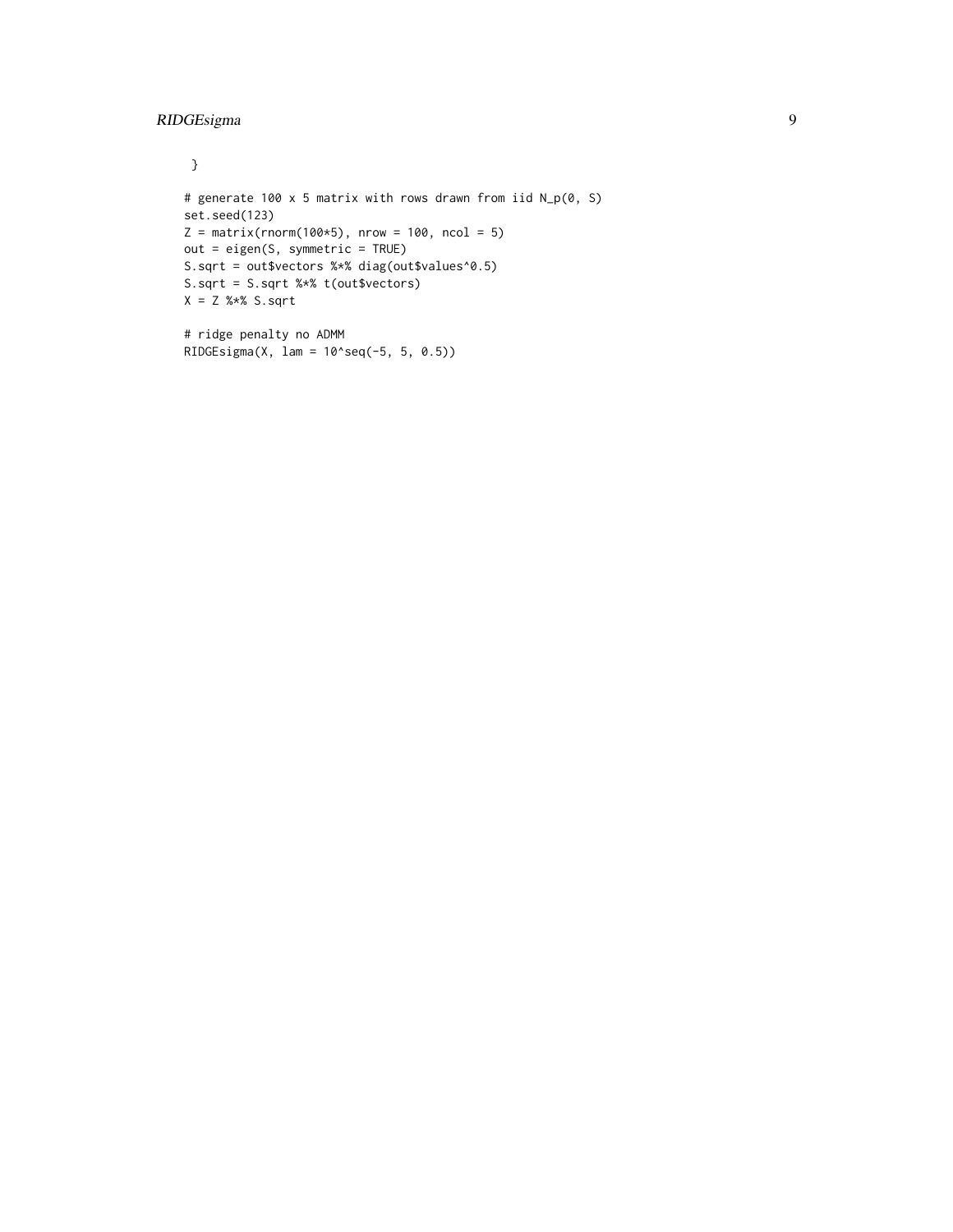```
 }

# generate 100 x 5 matrix with rows drawn from iid N_p(0, S)
set.seed(123)
Z = matrix(rnorm(100*5), nrow = 100, ncol = 5)
out = eigen(S, symmetric = TRUE)
S.sqrt = out$vectors %*% diag(out$values^0.5)
S.sqrt = S.sqrt %*% t(out$vectors)
X = Z %*% S.sqrt

# ridge penalty no ADMM
RIDGEsigma(X, lam = 10^seq(-5, 5, 0.5))
```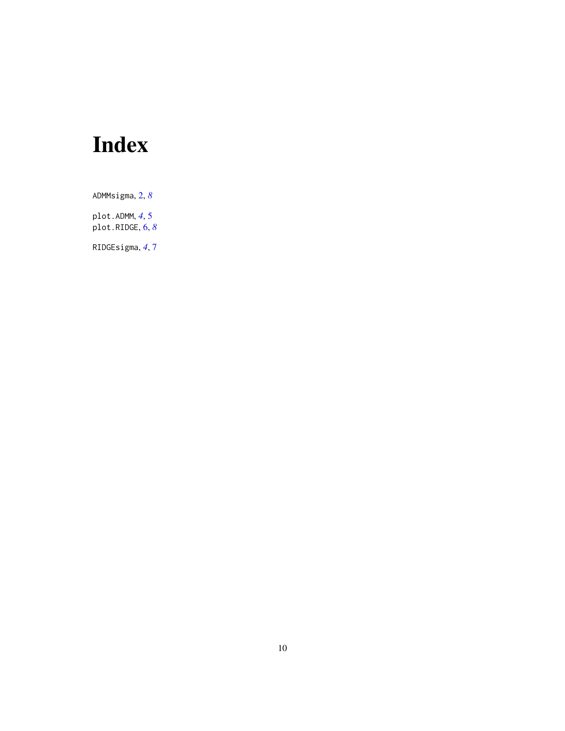# Index

ADMMsigma, 2, *8*

plot.ADMM, *4*, 5
plot.RIDGE, 6, *8*

RIDGEsigma, *4*, 7